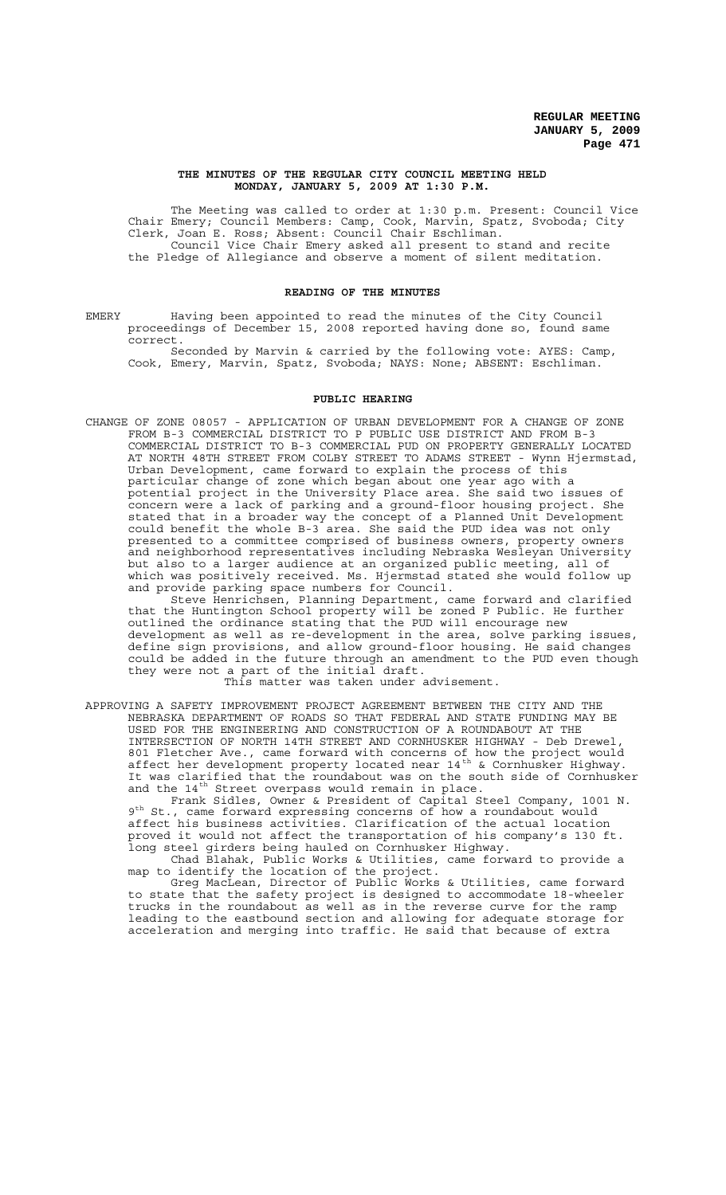**THE MINUTES OF THE REGULAR CITY COUNCIL MEETING HELD MONDAY, JANUARY 5, 2009 AT 1:30 P.M.**

The Meeting was called to order at 1:30 p.m. Present: Council Vice Chair Emery; Council Members: Camp, Cook, Marvin, Spatz, Svoboda; City Clerk, Joan E. Ross; Absent: Council Chair Eschliman.

Council Vice Chair Emery asked all present to stand and recite the Pledge of Allegiance and observe a moment of silent meditation.

**READING OF THE MINUTES**

EMERY Having been appointed to read the minutes of the City Council proceedings of December 15, 2008 reported having done so, found same correct.

Seconded by Marvin & carried by the following vote: AYES: Camp, Cook, Emery, Marvin, Spatz, Svoboda; NAYS: None; ABSENT: Eschliman.

**PUBLIC HEARING**

CHANGE OF ZONE 08057 - APPLICATION OF URBAN DEVELOPMENT FOR A CHANGE OF ZONE FROM B-3 COMMERCIAL DISTRICT TO P PUBLIC USE DISTRICT AND FROM B-3 COMMERCIAL DISTRICT TO B-3 COMMERCIAL PUD ON PROPERTY GENERALLY LOCATED AT NORTH 48TH STREET FROM COLBY STREET TO ADAMS STREET - Wynn Hjermstad, Urban Development, came forward to explain the process of this particular change of zone which began about one year ago with a potential project in the University Place area. She said two issues of concern were a lack of parking and a ground-floor housing project. She stated that in a broader way the concept of a Planned Unit Development could benefit the whole B-3 area. She said the PUD idea was not only presented to a committee comprised of business owners, property owners and neighborhood representatives including Nebraska Wesleyan University but also to a larger audience at an organized public meeting, all of which was positively received. Ms. Hjermstad stated she would follow up and provide parking space numbers for Council.

Steve Henrichsen, Planning Department, came forward and clarified that the Huntington School property will be zoned P Public. He further outlined the ordinance stating that the PUD will encourage new development as well as re-development in the area, solve parking issues, define sign provisions, and allow ground-floor housing. He said changes could be added in the future through an amendment to the PUD even though they were not a part of the initial draft.

This matter was taken under advisement.

APPROVING A SAFETY IMPROVEMENT PROJECT AGREEMENT BETWEEN THE CITY AND THE NEBRASKA DEPARTMENT OF ROADS SO THAT FEDERAL AND STATE FUNDING MAY BE USED FOR THE ENGINEERING AND CONSTRUCTION OF A ROUNDABOUT AT THE INTERSECTION OF NORTH 14TH STREET AND CORNHUSKER HIGHWAY - Deb Drewel, 801 Fletcher Ave., came forward with concerns of how the project would affect her development property located near 14th & Cornhusker Highway. It was clarified that the roundabout was on the south side of Cornhusker and the 14th Street overpass would remain in place.

Frank Sidles, Owner & President of Capital Steel Company, 1001 N. 9th St., came forward expressing concerns of how a roundabout would affect his business activities. Clarification of the actual location proved it would not affect the transportation of his company's 130 ft. long steel girders being hauled on Cornhusker Highway.

Chad Blahak, Public Works & Utilities, came forward to provide a map to identify the location of the project.

Greg MacLean, Director of Public Works & Utilities, came forward to state that the safety project is designed to accommodate 18-wheeler trucks in the roundabout as well as in the reverse curve for the ramp leading to the eastbound section and allowing for adequate storage for acceleration and merging into traffic. He said that because of extra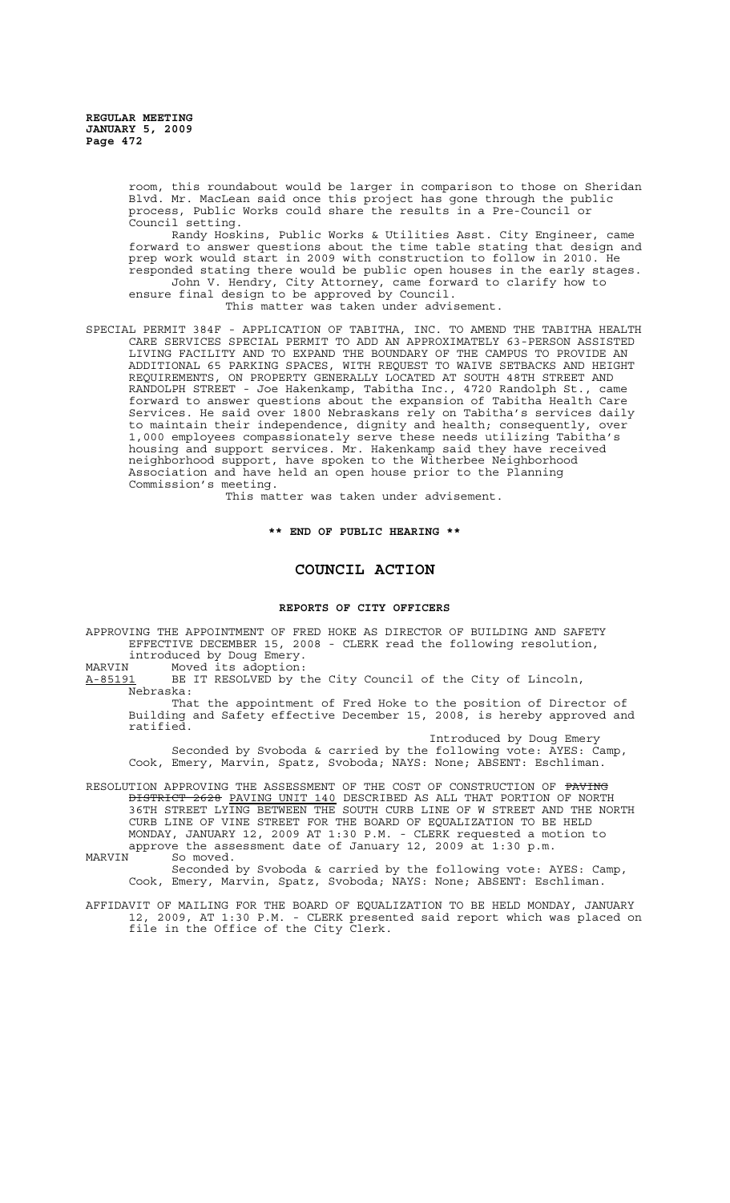room, this roundabout would be larger in comparison to those on Sheridan Blvd. Mr. MacLean said once this project has gone through the public process, Public Works could share the results in a Pre-Council or Council setting.

Randy Hoskins, Public Works & Utilities Asst. City Engineer, came forward to answer questions about the time table stating that design and prep work would start in 2009 with construction to follow in 2010. He responded stating there would be public open houses in the early stages.

John V. Hendry, City Attorney, came forward to clarify how to ensure final design to be approved by Council.

This matter was taken under advisement.

SPECIAL PERMIT 384F - APPLICATION OF TABITHA, INC. TO AMEND THE TABITHA HEALTH CARE SERVICES SPECIAL PERMIT TO ADD AN APPROXIMATELY 63-PERSON ASSISTED LIVING FACILITY AND TO EXPAND THE BOUNDARY OF THE CAMPUS TO PROVIDE AN ADDITIONAL 65 PARKING SPACES, WITH REQUEST TO WAIVE SETBACKS AND HEIGHT REQUIREMENTS, ON PROPERTY GENERALLY LOCATED AT SOUTH 48TH STREET AND RANDOLPH STREET - Joe Hakenkamp, Tabitha Inc., 4720 Randolph St., came forward to answer questions about the expansion of Tabitha Health Care Services. He said over 1800 Nebraskans rely on Tabitha's services daily to maintain their independence, dignity and health; consequently, over 1,000 employees compassionately serve these needs utilizing Tabitha's housing and support services. Mr. Hakenkamp said they have received neighborhood support, have spoken to the Witherbee Neighborhood Association and have held an open house prior to the Planning Commission's meeting.

This matter was taken under advisement.

**\*\* END OF PUBLIC HEARING \*\***

## COUNCIL ACTION

### REPORTS OF CITY OFFICERS

APPROVING THE APPOINTMENT OF FRED HOKE AS DIRECTOR OF BUILDING AND SAFETY EFFECTIVE DECEMBER 15, 2008 - CLERK read the following resolution, introduced by Doug Emery.

MARVIN Moved its adoption:

A-85191 BE IT RESOLVED by the City Council of the City of Lincoln, Nebraska:

That the appointment of Fred Hoke to the position of Director of Building and Safety effective December 15, 2008, is hereby approved and ratified.

Introduced by Doug Emery

Seconded by Svoboda & carried by the following vote: AYES: Camp, Cook, Emery, Marvin, Spatz, Svoboda; NAYS: None; ABSENT: Eschliman.

RESOLUTION APPROVING THE ASSESSMENT OF THE COST OF CONSTRUCTION OF ~~PAVING DISTRICT 2628~~ PAVING UNIT 140 DESCRIBED AS ALL THAT PORTION OF NORTH 36TH STREET LYING BETWEEN THE SOUTH CURB LINE OF W STREET AND THE NORTH CURB LINE OF VINE STREET FOR THE BOARD OF EQUALIZATION TO BE HELD MONDAY, JANUARY 12, 2009 AT 1:30 P.M. - CLERK requested a motion to approve the assessment date of January 12, 2009 at 1:30 p.m.

MARVIN So moved.

Seconded by Svoboda & carried by the following vote: AYES: Camp, Cook, Emery, Marvin, Spatz, Svoboda; NAYS: None; ABSENT: Eschliman.

AFFIDAVIT OF MAILING FOR THE BOARD OF EQUALIZATION TO BE HELD MONDAY, JANUARY 12, 2009, AT 1:30 P.M. - CLERK presented said report which was placed on file in the Office of the City Clerk.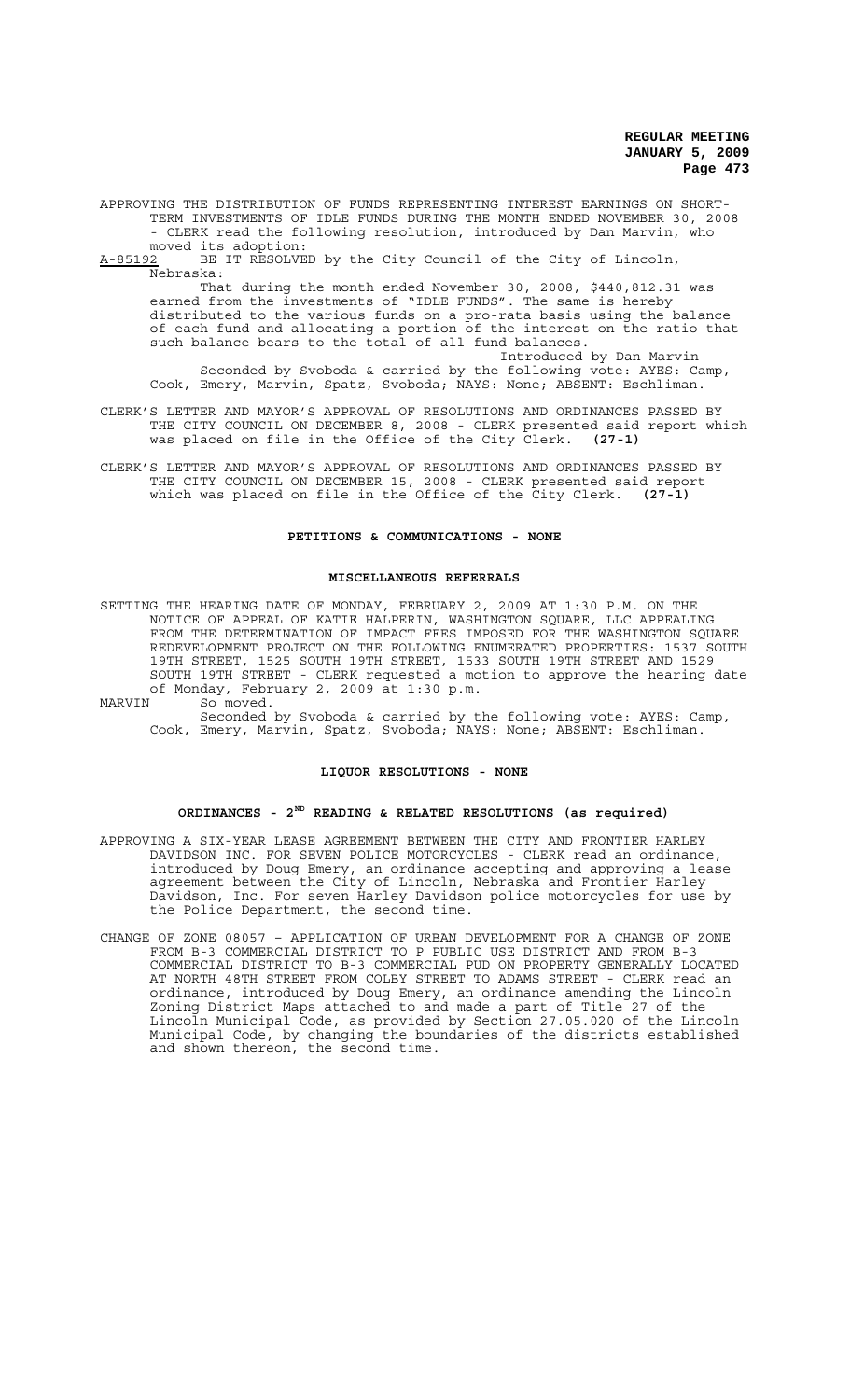APPROVING THE DISTRIBUTION OF FUNDS REPRESENTING INTEREST EARNINGS ON SHORT-TERM INVESTMENTS OF IDLE FUNDS DURING THE MONTH ENDED NOVEMBER 30, 2008 - CLERK read the following resolution, introduced by Dan Marvin, who moved its adoption:

A-85192 BE IT RESOLVED by the City Council of the City of Lincoln, Nebraska:

That during the month ended November 30, 2008, $440,812.31 was earned from the investments of "IDLE FUNDS". The same is hereby distributed to the various funds on a pro-rata basis using the balance of each fund and allocating a portion of the interest on the ratio that such balance bears to the total of all fund balances.

Introduced by Dan Marvin

Seconded by Svoboda & carried by the following vote: AYES: Camp, Cook, Emery, Marvin, Spatz, Svoboda; NAYS: None; ABSENT: Eschliman.

CLERK'S LETTER AND MAYOR'S APPROVAL OF RESOLUTIONS AND ORDINANCES PASSED BY THE CITY COUNCIL ON DECEMBER 8, 2008 - CLERK presented said report which was placed on file in the Office of the City Clerk. **(27-1)**

CLERK'S LETTER AND MAYOR'S APPROVAL OF RESOLUTIONS AND ORDINANCES PASSED BY THE CITY COUNCIL ON DECEMBER 15, 2008 - CLERK presented said report which was placed on file in the Office of the City Clerk. **(27-1)**

## PETITIONS & COMMUNICATIONS - NONE

## MISCELLANEOUS REFERRALS

SETTING THE HEARING DATE OF MONDAY, FEBRUARY 2, 2009 AT 1:30 P.M. ON THE NOTICE OF APPEAL OF KATIE HALPERIN, WASHINGTON SQUARE, LLC APPEALING FROM THE DETERMINATION OF IMPACT FEES IMPOSED FOR THE WASHINGTON SQUARE REDEVELOPMENT PROJECT ON THE FOLLOWING ENUMERATED PROPERTIES: 1537 SOUTH 19TH STREET, 1525 SOUTH 19TH STREET, 1533 SOUTH 19TH STREET AND 1529 SOUTH 19TH STREET - CLERK requested a motion to approve the hearing date of Monday, February 2, 2009 at 1:30 p.m.

MARVIN So moved.

Seconded by Svoboda & carried by the following vote: AYES: Camp, Cook, Emery, Marvin, Spatz, Svoboda; NAYS: None; ABSENT: Eschliman.

## LIQUOR RESOLUTIONS - NONE

## ORDINANCES - 2ND READING & RELATED RESOLUTIONS (as required)

APPROVING A SIX-YEAR LEASE AGREEMENT BETWEEN THE CITY AND FRONTIER HARLEY DAVIDSON INC. FOR SEVEN POLICE MOTORCYCLES - CLERK read an ordinance, introduced by Doug Emery, an ordinance accepting and approving a lease agreement between the City of Lincoln, Nebraska and Frontier Harley Davidson, Inc. For seven Harley Davidson police motorcycles for use by the Police Department, the second time.

CHANGE OF ZONE 08057 – APPLICATION OF URBAN DEVELOPMENT FOR A CHANGE OF ZONE FROM B-3 COMMERCIAL DISTRICT TO P PUBLIC USE DISTRICT AND FROM B-3 COMMERCIAL DISTRICT TO B-3 COMMERCIAL PUD ON PROPERTY GENERALLY LOCATED AT NORTH 48TH STREET FROM COLBY STREET TO ADAMS STREET - CLERK read an ordinance, introduced by Doug Emery, an ordinance amending the Lincoln Zoning District Maps attached to and made a part of Title 27 of the Lincoln Municipal Code, as provided by Section 27.05.020 of the Lincoln Municipal Code, by changing the boundaries of the districts established and shown thereon, the second time.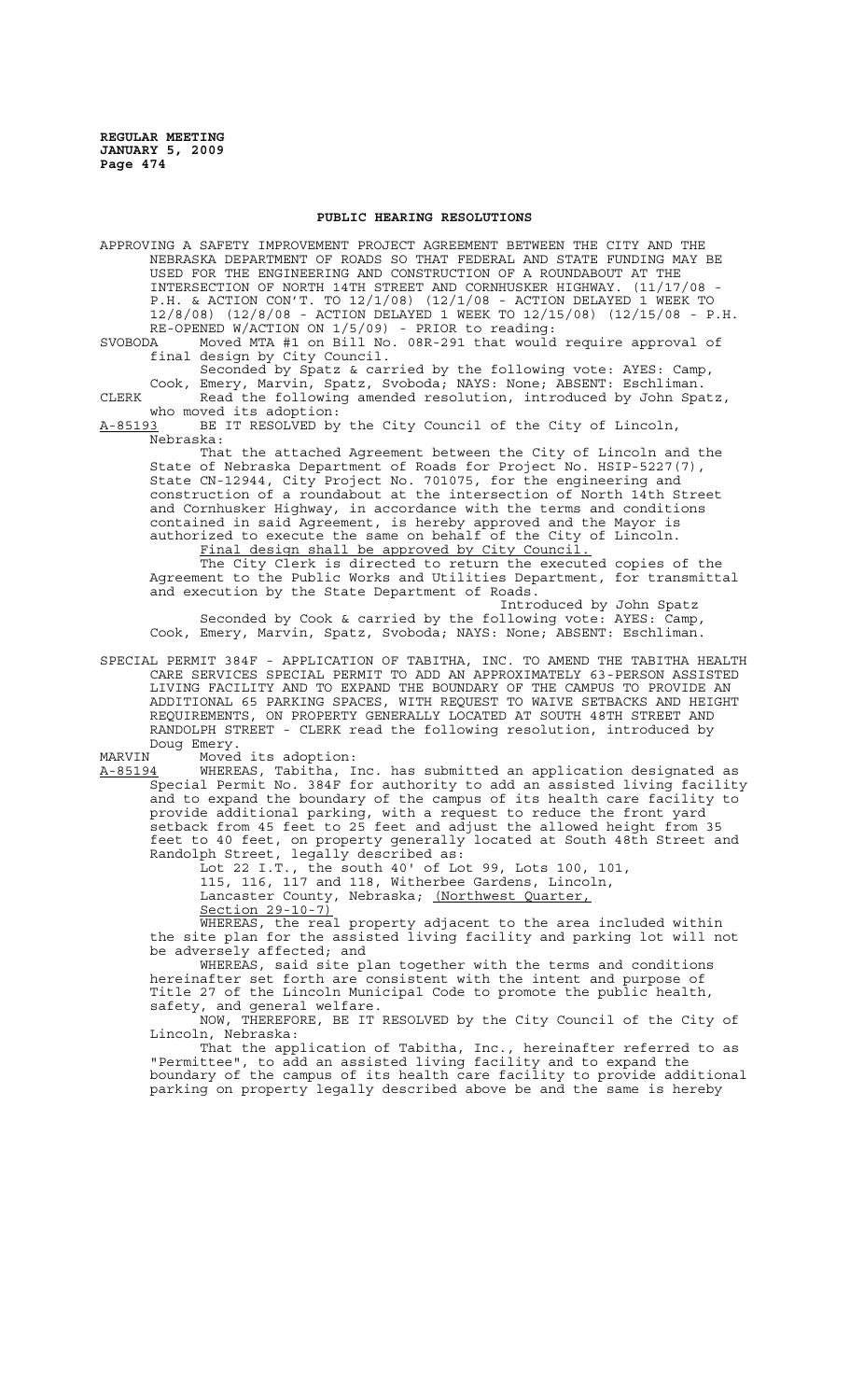## PUBLIC HEARING RESOLUTIONS

APPROVING A SAFETY IMPROVEMENT PROJECT AGREEMENT BETWEEN THE CITY AND THE NEBRASKA DEPARTMENT OF ROADS SO THAT FEDERAL AND STATE FUNDING MAY BE USED FOR THE ENGINEERING AND CONSTRUCTION OF A ROUNDABOUT AT THE INTERSECTION OF NORTH 14TH STREET AND CORNHUSKER HIGHWAY. (11/17/08 - P.H. & ACTION CON'T. TO 12/1/08) (12/1/08 - ACTION DELAYED 1 WEEK TO 12/8/08) (12/8/08 - ACTION DELAYED 1 WEEK TO 12/15/08) (12/15/08 - P.H. RE-OPENED W/ACTION ON 1/5/09) - PRIOR to reading:

SVOBODA Moved MTA #1 on Bill No. 08R-291 that would require approval of final design by City Council.

Seconded by Spatz & carried by the following vote: AYES: Camp, Cook, Emery, Marvin, Spatz, Svoboda; NAYS: None; ABSENT: Eschliman.

CLERK Read the following amended resolution, introduced by John Spatz, who moved its adoption:

A-85193 BE IT RESOLVED by the City Council of the City of Lincoln, Nebraska:

That the attached Agreement between the City of Lincoln and the State of Nebraska Department of Roads for Project No. HSIP-5227(7), State CN-12944, City Project No. 701075, for the engineering and construction of a roundabout at the intersection of North 14th Street and Cornhusker Highway, in accordance with the terms and conditions contained in said Agreement, is hereby approved and the Mayor is authorized to execute the same on behalf of the City of Lincoln.

Final design shall be approved by City Council.

The City Clerk is directed to return the executed copies of the Agreement to the Public Works and Utilities Department, for transmittal and execution by the State Department of Roads.

Introduced by John Spatz

Seconded by Cook & carried by the following vote: AYES: Camp, Cook, Emery, Marvin, Spatz, Svoboda; NAYS: None; ABSENT: Eschliman.

SPECIAL PERMIT 384F - APPLICATION OF TABITHA, INC. TO AMEND THE TABITHA HEALTH CARE SERVICES SPECIAL PERMIT TO ADD AN APPROXIMATELY 63-PERSON ASSISTED LIVING FACILITY AND TO EXPAND THE BOUNDARY OF THE CAMPUS TO PROVIDE AN ADDITIONAL 65 PARKING SPACES, WITH REQUEST TO WAIVE SETBACKS AND HEIGHT REQUIREMENTS, ON PROPERTY GENERALLY LOCATED AT SOUTH 48TH STREET AND RANDOLPH STREET - CLERK read the following resolution, introduced by Doug Emery.

MARVIN Moved its adoption:

A-85194 WHEREAS, Tabitha, Inc. has submitted an application designated as Special Permit No. 384F for authority to add an assisted living facility and to expand the boundary of the campus of its health care facility to provide additional parking, with a request to reduce the front yard setback from 45 feet to 25 feet and adjust the allowed height from 35 feet to 40 feet, on property generally located at South 48th Street and Randolph Street, legally described as:

Lot 22 I.T., the south 40' of Lot 99, Lots 100, 101, 115, 116, 117 and 118, Witherbee Gardens, Lincoln, Lancaster County, Nebraska; (Northwest Quarter, Section 29-10-7)

WHEREAS, the real property adjacent to the area included within the site plan for the assisted living facility and parking lot will not be adversely affected; and

WHEREAS, said site plan together with the terms and conditions hereinafter set forth are consistent with the intent and purpose of Title 27 of the Lincoln Municipal Code to promote the public health, safety, and general welfare.

NOW, THEREFORE, BE IT RESOLVED by the City Council of the City of Lincoln, Nebraska:

That the application of Tabitha, Inc., hereinafter referred to as "Permittee", to add an assisted living facility and to expand the boundary of the campus of its health care facility to provide additional parking on property legally described above be and the same is hereby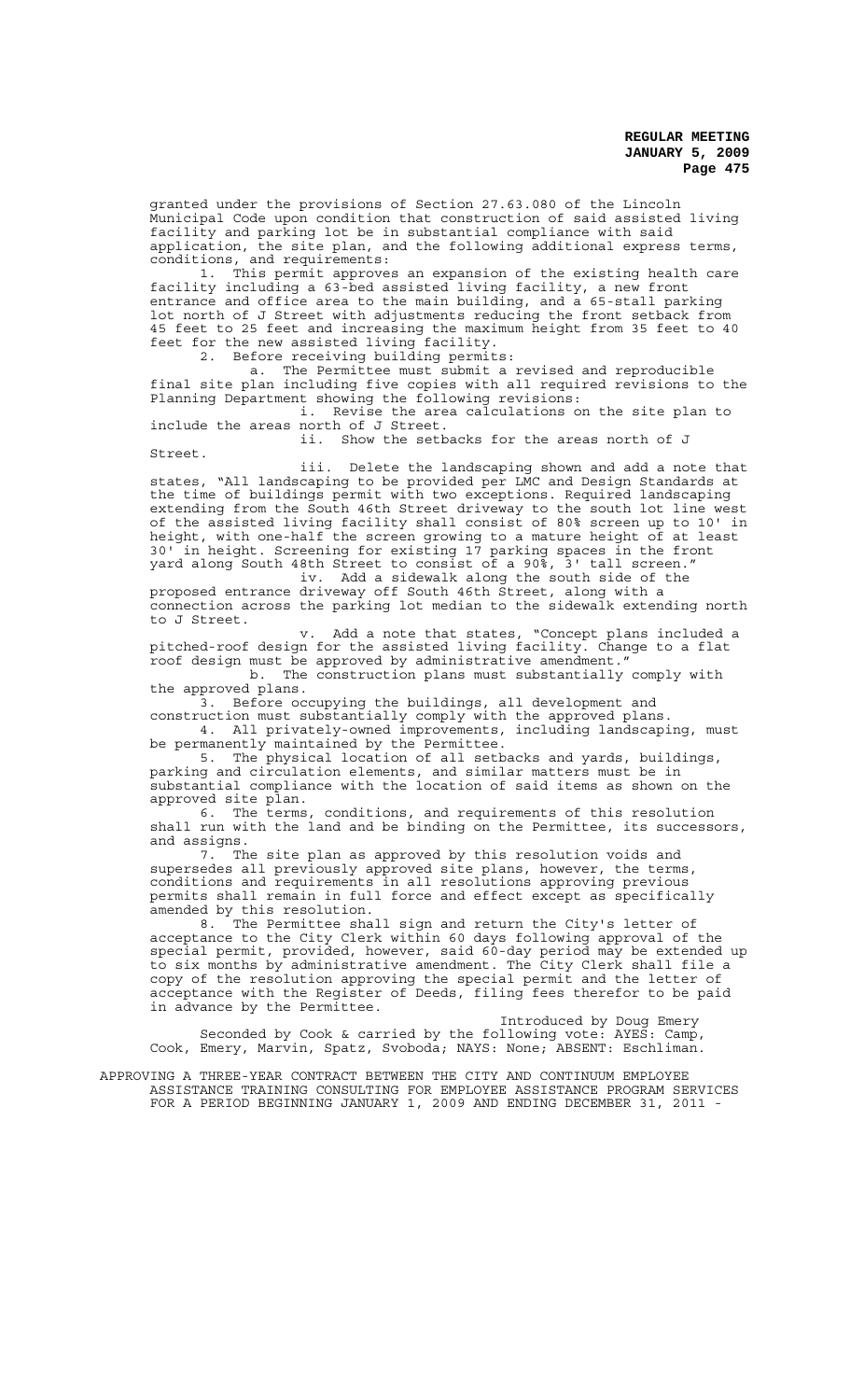granted under the provisions of Section 27.63.080 of the Lincoln Municipal Code upon condition that construction of said assisted living facility and parking lot be in substantial compliance with said application, the site plan, and the following additional express terms, conditions, and requirements:

1. This permit approves an expansion of the existing health care facility including a 63-bed assisted living facility, a new front entrance and office area to the main building, and a 65-stall parking lot north of J Street with adjustments reducing the front setback from 45 feet to 25 feet and increasing the maximum height from 35 feet to 40 feet for the new assisted living facility.

2. Before receiving building permits:

a. The Permittee must submit a revised and reproducible final site plan including five copies with all required revisions to the Planning Department showing the following revisions:

i. Revise the area calculations on the site plan to include the areas north of J Street.

ii. Show the setbacks for the areas north of J Street.

iii. Delete the landscaping shown and add a note that states, "All landscaping to be provided per LMC and Design Standards at the time of buildings permit with two exceptions. Required landscaping extending from the South 46th Street driveway to the south lot line west of the assisted living facility shall consist of 80% screen up to 10' in height, with one-half the screen growing to a mature height of at least 30' in height. Screening for existing 17 parking spaces in the front yard along South 48th Street to consist of a 90%, 3' tall screen."

iv. Add a sidewalk along the south side of the proposed entrance driveway off South 46th Street, along with a connection across the parking lot median to the sidewalk extending north to J Street.

v. Add a note that states, "Concept plans included a pitched-roof design for the assisted living facility. Change to a flat roof design must be approved by administrative amendment."

b. The construction plans must substantially comply with the approved plans.

3. Before occupying the buildings, all development and construction must substantially comply with the approved plans.

4. All privately-owned improvements, including landscaping, must be permanently maintained by the Permittee.

5. The physical location of all setbacks and yards, buildings, parking and circulation elements, and similar matters must be in substantial compliance with the location of said items as shown on the approved site plan.

6. The terms, conditions, and requirements of this resolution shall run with the land and be binding on the Permittee, its successors, and assigns.

7. The site plan as approved by this resolution voids and supersedes all previously approved site plans, however, the terms, conditions and requirements in all resolutions approving previous permits shall remain in full force and effect except as specifically amended by this resolution.

8. The Permittee shall sign and return the City's letter of acceptance to the City Clerk within 60 days following approval of the special permit, provided, however, said 60-day period may be extended up to six months by administrative amendment. The City Clerk shall file a copy of the resolution approving the special permit and the letter of acceptance with the Register of Deeds, filing fees therefor to be paid in advance by the Permittee.

Introduced by Doug Emery

Seconded by Cook & carried by the following vote: AYES: Camp, Cook, Emery, Marvin, Spatz, Svoboda; NAYS: None; ABSENT: Eschliman.

APPROVING A THREE-YEAR CONTRACT BETWEEN THE CITY AND CONTINUUM EMPLOYEE ASSISTANCE TRAINING CONSULTING FOR EMPLOYEE ASSISTANCE PROGRAM SERVICES FOR A PERIOD BEGINNING JANUARY 1, 2009 AND ENDING DECEMBER 31, 2011 -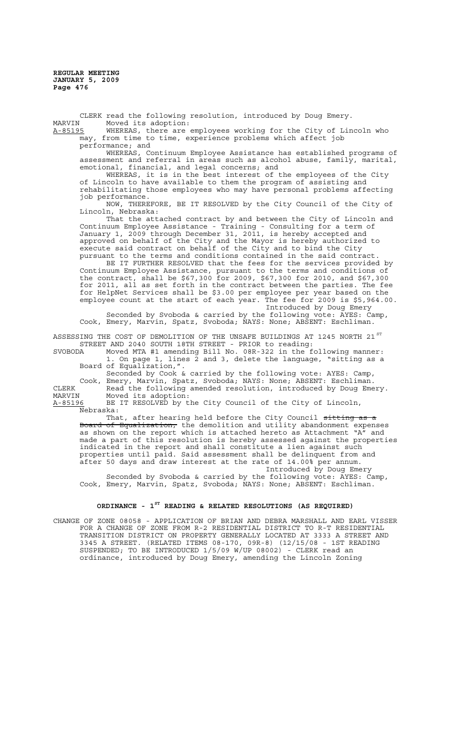CLERK read the following resolution, introduced by Doug Emery.

MARVIN Moved its adoption:

A-85195 WHEREAS, there are employees working for the City of Lincoln who may, from time to time, experience problems which affect job performance; and

WHEREAS, Continuum Employee Assistance has established programs of assessment and referral in areas such as alcohol abuse, family, marital, emotional, financial, and legal concerns; and

WHEREAS, it is in the best interest of the employees of the City of Lincoln to have available to them the program of assisting and rehabilitating those employees who may have personal problems affecting job performance.

NOW, THEREFORE, BE IT RESOLVED by the City Council of the City of Lincoln, Nebraska:

That the attached contract by and between the City of Lincoln and Continuum Employee Assistance - Training - Consulting for a term of January 1, 2009 through December 31, 2011, is hereby accepted and approved on behalf of the City and the Mayor is hereby authorized to execute said contract on behalf of the City and to bind the City pursuant to the terms and conditions contained in the said contract.

BE IT FURTHER RESOLVED that the fees for the services provided by Continuum Employee Assistance, pursuant to the terms and conditions of the contract, shall be $67,300 for 2009, $67,300 for 2010, and $67,300 for 2011, all as set forth in the contract between the parties. The fee for HelpNet Services shall be $3.00 per employee per year based on the employee count at the start of each year. The fee for 2009 is $5,964.00.

Introduced by Doug Emery

Seconded by Svoboda & carried by the following vote: AYES: Camp, Cook, Emery, Marvin, Spatz, Svoboda; NAYS: None; ABSENT: Eschliman.

ASSESSING THE COST OF DEMOLITION OF THE UNSAFE BUILDINGS AT 1245 NORTH 21[ST] STREET AND 2040 SOUTH 18TH STREET - PRIOR to reading:

SVOBODA Moved MTA #1 amending Bill No. 08R-322 in the following manner:

1. On page 1, lines 2 and 3, delete the language, "sitting as a Board of Equalization,".

Seconded by Cook & carried by the following vote: AYES: Camp, Cook, Emery, Marvin, Spatz, Svoboda; NAYS: None; ABSENT: Eschliman.

CLERK Read the following amended resolution, introduced by Doug Emery.

MARVIN Moved its adoption:

A-85196 BE IT RESOLVED by the City Council of the City of Lincoln, Nebraska:

That, after hearing held before the City Council ~~sitting as a Board of Equalization,~~ the demolition and utility abandonment expenses as shown on the report which is attached hereto as Attachment "A" and made a part of this resolution is hereby assessed against the properties indicated in the report and shall constitute a lien against such properties until paid. Said assessment shall be delinquent from and after 50 days and draw interest at the rate of 14.00% per annum.

Introduced by Doug Emery

Seconded by Svoboda & carried by the following vote: AYES: Camp, Cook, Emery, Marvin, Spatz, Svoboda; NAYS: None; ABSENT: Eschliman.

## ORDINANCE - 1[ST] READING & RELATED RESOLUTIONS (AS REQUIRED)

CHANGE OF ZONE 08058 - APPLICATION OF BRIAN AND DEBRA MARSHALL AND EARL VISSER FOR A CHANGE OF ZONE FROM R-2 RESIDENTIAL DISTRICT TO R-T RESIDENTIAL TRANSITION DISTRICT ON PROPERTY GENERALLY LOCATED AT 3333 A STREET AND 3345 A STREET. (RELATED ITEMS 08-170, 09R-8) (12/15/08 - 1ST READING SUSPENDED; TO BE INTRODUCED 1/5/09 W/UP 08002) - CLERK read an ordinance, introduced by Doug Emery, amending the Lincoln Zoning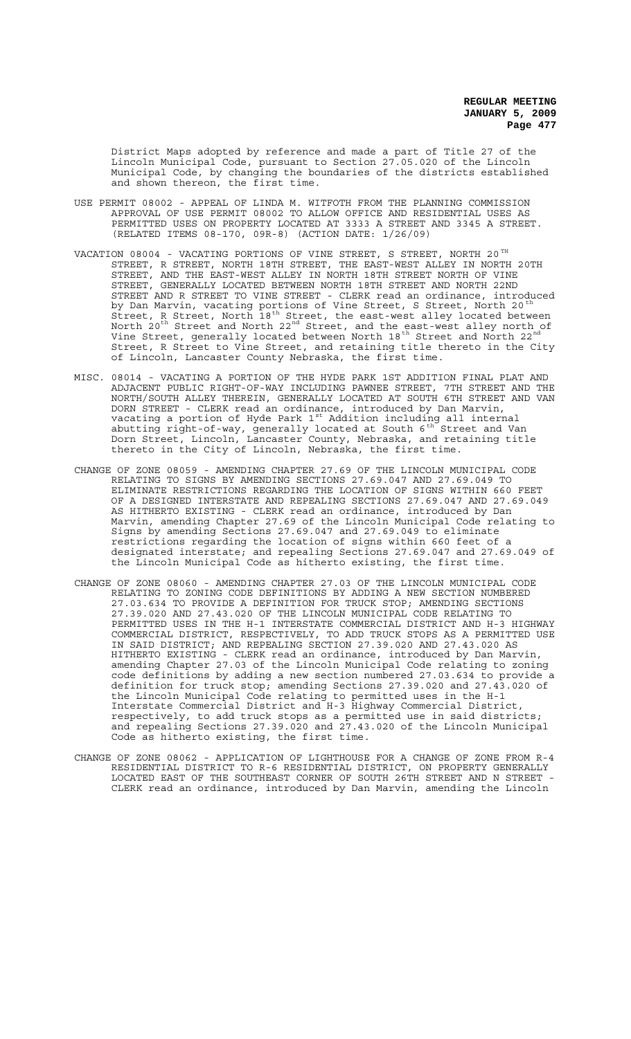District Maps adopted by reference and made a part of Title 27 of the Lincoln Municipal Code, pursuant to Section 27.05.020 of the Lincoln Municipal Code, by changing the boundaries of the districts established and shown thereon, the first time.

USE PERMIT 08002 - APPEAL OF LINDA M. WITFOTH FROM THE PLANNING COMMISSION APPROVAL OF USE PERMIT 08002 TO ALLOW OFFICE AND RESIDENTIAL USES AS PERMITTED USES ON PROPERTY LOCATED AT 3333 A STREET AND 3345 A STREET. (RELATED ITEMS 08-170, 09R-8) (ACTION DATE: 1/26/09)

VACATION 08004 - VACATING PORTIONS OF VINE STREET, S STREET, NORTH 20TH STREET, R STREET, NORTH 18TH STREET, THE EAST-WEST ALLEY IN NORTH 20TH STREET, AND THE EAST-WEST ALLEY IN NORTH 18TH STREET NORTH OF VINE STREET, GENERALLY LOCATED BETWEEN NORTH 18TH STREET AND NORTH 22ND STREET AND R STREET TO VINE STREET - CLERK read an ordinance, introduced by Dan Marvin, vacating portions of Vine Street, S Street, North 20th Street, R Street, North 18th Street, the east-west alley located between North 20th Street and North 22nd Street, and the east-west alley north of Vine Street, generally located between North 18th Street and North 22nd Street, R Street to Vine Street, and retaining title thereto in the City of Lincoln, Lancaster County Nebraska, the first time.

MISC. 08014 - VACATING A PORTION OF THE HYDE PARK 1ST ADDITION FINAL PLAT AND ADJACENT PUBLIC RIGHT-OF-WAY INCLUDING PAWNEE STREET, 7TH STREET AND THE NORTH/SOUTH ALLEY THEREIN, GENERALLY LOCATED AT SOUTH 6TH STREET AND VAN DORN STREET - CLERK read an ordinance, introduced by Dan Marvin, vacating a portion of Hyde Park 1st Addition including all internal abutting right-of-way, generally located at South 6th Street and Van Dorn Street, Lincoln, Lancaster County, Nebraska, and retaining title thereto in the City of Lincoln, Nebraska, the first time.

CHANGE OF ZONE 08059 - AMENDING CHAPTER 27.69 OF THE LINCOLN MUNICIPAL CODE RELATING TO SIGNS BY AMENDING SECTIONS 27.69.047 AND 27.69.049 TO ELIMINATE RESTRICTIONS REGARDING THE LOCATION OF SIGNS WITHIN 660 FEET OF A DESIGNED INTERSTATE AND REPEALING SECTIONS 27.69.047 AND 27.69.049 AS HITHERTO EXISTING - CLERK read an ordinance, introduced by Dan Marvin, amending Chapter 27.69 of the Lincoln Municipal Code relating to Signs by amending Sections 27.69.047 and 27.69.049 to eliminate restrictions regarding the location of signs within 660 feet of a designated interstate; and repealing Sections 27.69.047 and 27.69.049 of the Lincoln Municipal Code as hitherto existing, the first time.

CHANGE OF ZONE 08060 - AMENDING CHAPTER 27.03 OF THE LINCOLN MUNICIPAL CODE RELATING TO ZONING CODE DEFINITIONS BY ADDING A NEW SECTION NUMBERED 27.03.634 TO PROVIDE A DEFINITION FOR TRUCK STOP; AMENDING SECTIONS 27.39.020 AND 27.43.020 OF THE LINCOLN MUNICIPAL CODE RELATING TO PERMITTED USES IN THE H-1 INTERSTATE COMMERCIAL DISTRICT AND H-3 HIGHWAY COMMERCIAL DISTRICT, RESPECTIVELY, TO ADD TRUCK STOPS AS A PERMITTED USE IN SAID DISTRICT; AND REPEALING SECTION 27.39.020 AND 27.43.020 AS HITHERTO EXISTING - CLERK read an ordinance, introduced by Dan Marvin, amending Chapter 27.03 of the Lincoln Municipal Code relating to zoning code definitions by adding a new section numbered 27.03.634 to provide a definition for truck stop; amending Sections 27.39.020 and 27.43.020 of the Lincoln Municipal Code relating to permitted uses in the H-1 Interstate Commercial District and H-3 Highway Commercial District, respectively, to add truck stops as a permitted use in said districts; and repealing Sections 27.39.020 and 27.43.020 of the Lincoln Municipal Code as hitherto existing, the first time.

CHANGE OF ZONE 08062 - APPLICATION OF LIGHTHOUSE FOR A CHANGE OF ZONE FROM R-4 RESIDENTIAL DISTRICT TO R-6 RESIDENTIAL DISTRICT, ON PROPERTY GENERALLY LOCATED EAST OF THE SOUTHEAST CORNER OF SOUTH 26TH STREET AND N STREET - CLERK read an ordinance, introduced by Dan Marvin, amending the Lincoln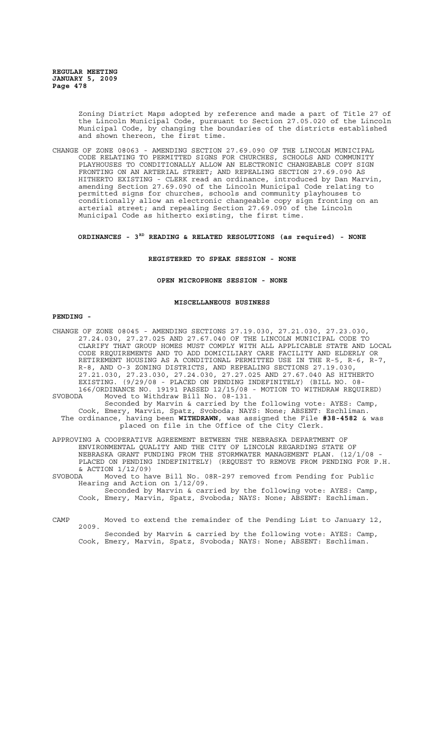Zoning District Maps adopted by reference and made a part of Title 27 of the Lincoln Municipal Code, pursuant to Section 27.05.020 of the Lincoln Municipal Code, by changing the boundaries of the districts established and shown thereon, the first time.

CHANGE OF ZONE 08063 - AMENDING SECTION 27.69.090 OF THE LINCOLN MUNICIPAL CODE RELATING TO PERMITTED SIGNS FOR CHURCHES, SCHOOLS AND COMMUNITY PLAYHOUSES TO CONDITIONALLY ALLOW AN ELECTRONIC CHANGEABLE COPY SIGN FRONTING ON AN ARTERIAL STREET; AND REPEALING SECTION 27.69.090 AS HITHERTO EXISTING - CLERK read an ordinance, introduced by Dan Marvin, amending Section 27.69.090 of the Lincoln Municipal Code relating to permitted signs for churches, schools and community playhouses to conditionally allow an electronic changeable copy sign fronting on an arterial street; and repealing Section 27.69.090 of the Lincoln Municipal Code as hitherto existing, the first time.

**ORDINANCES - 3RD READING & RELATED RESOLUTIONS (as required) - NONE**

**REGISTERED TO SPEAK SESSION - NONE**

**OPEN MICROPHONE SESSION - NONE**

**MISCELLANEOUS BUSINESS**

**PENDING -**

CHANGE OF ZONE 08045 - AMENDING SECTIONS 27.19.030, 27.21.030, 27.23.030, 27.24.030, 27.27.025 AND 27.67.040 OF THE LINCOLN MUNICIPAL CODE TO CLARIFY THAT GROUP HOMES MUST COMPLY WITH ALL APPLICABLE STATE AND LOCAL CODE REQUIREMENTS AND TO ADD DOMICILIARY CARE FACILITY AND ELDERLY OR RETIREMENT HOUSING AS A CONDITIONAL PERMITTED USE IN THE R-5, R-6, R-7, R-8, AND O-3 ZONING DISTRICTS, AND REPEALING SECTIONS 27.19.030, 27.21.030, 27.23.030, 27.24.030, 27.27.025 AND 27.67.040 AS HITHERTO EXISTING. (9/29/08 - PLACED ON PENDING INDEFINITELY) (BILL NO. 08-166/ORDINANCE NO. 19191 PASSED 12/15/08 - MOTION TO WITHDRAW REQUIRED)

SVOBODA Moved to Withdraw Bill No. 08-131.
Seconded by Marvin & carried by the following vote: AYES: Camp, Cook, Emery, Marvin, Spatz, Svoboda; NAYS: None; ABSENT: Eschliman.
The ordinance, having been **WITHDRAWN**, was assigned the File **#38-4582** & was placed on file in the Office of the City Clerk.

APPROVING A COOPERATIVE AGREEMENT BETWEEN THE NEBRASKA DEPARTMENT OF ENVIRONMENTAL QUALITY AND THE CITY OF LINCOLN REGARDING STATE OF NEBRASKA GRANT FUNDING FROM THE STORMWATER MANAGEMENT PLAN. (12/1/08 - PLACED ON PENDING INDEFINITELY) (REQUEST TO REMOVE FROM PENDING FOR P.H. & ACTION 1/12/09)

SVOBODA Moved to have Bill No. 08R-297 removed from Pending for Public Hearing and Action on 1/12/09.
Seconded by Marvin & carried by the following vote: AYES: Camp, Cook, Emery, Marvin, Spatz, Svoboda; NAYS: None; ABSENT: Eschliman.

CAMP Moved to extend the remainder of the Pending List to January 12, 2009.
Seconded by Marvin & carried by the following vote: AYES: Camp, Cook, Emery, Marvin, Spatz, Svoboda; NAYS: None; ABSENT: Eschliman.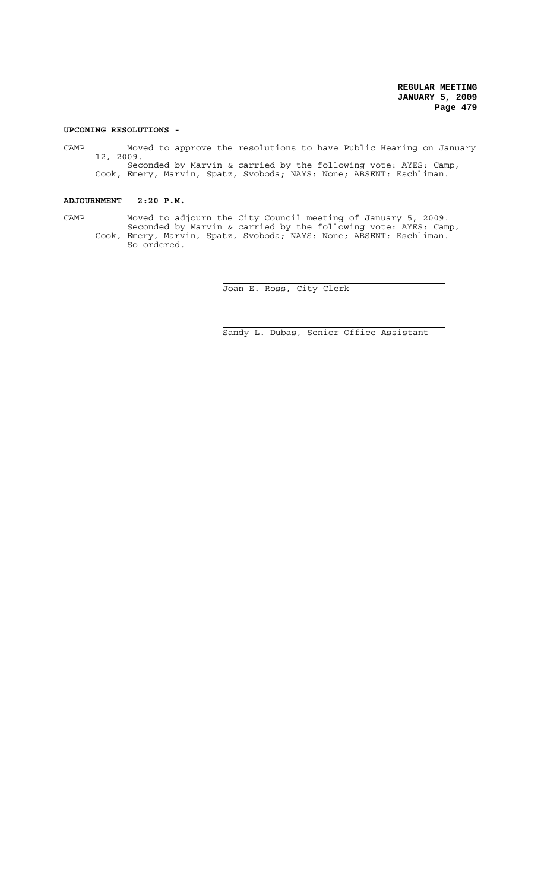**UPCOMING RESOLUTIONS -**

CAMP Moved to approve the resolutions to have Public Hearing on January 12, 2009.

Seconded by Marvin & carried by the following vote: AYES: Camp, Cook, Emery, Marvin, Spatz, Svoboda; NAYS: None; ABSENT: Eschliman.

**ADJOURNMENT 2:20 P.M.**

CAMP Moved to adjourn the City Council meeting of January 5, 2009.

Seconded by Marvin & carried by the following vote: AYES: Camp, Cook, Emery, Marvin, Spatz, Svoboda; NAYS: None; ABSENT: Eschliman.

So ordered.

Joan E. Ross, City Clerk

Sandy L. Dubas, Senior Office Assistant